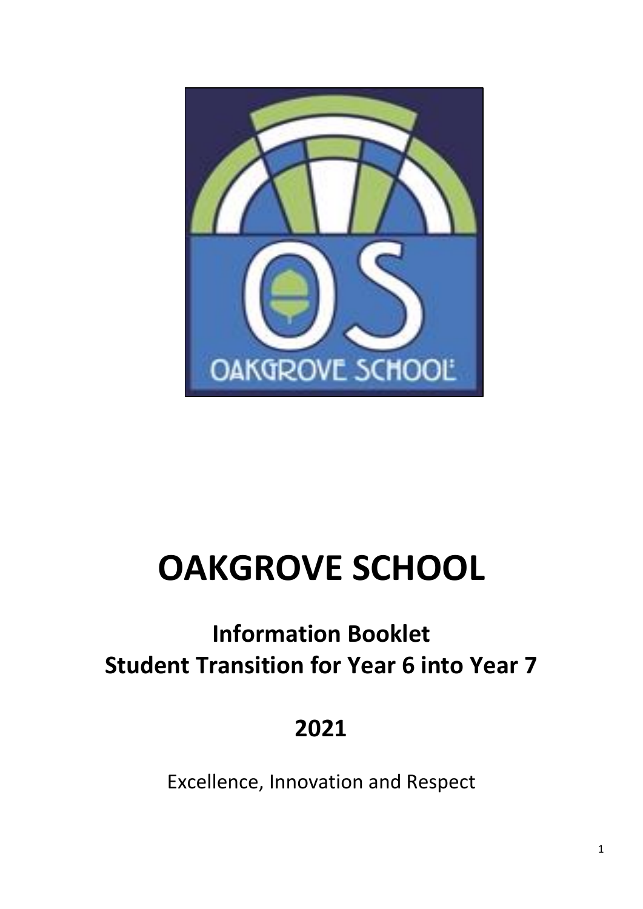# OAKGROVE SCHOOL

## Information Booklet
## Student Transition for Year 6 into Year 7

## 2021

Excellence, Innovation and Respect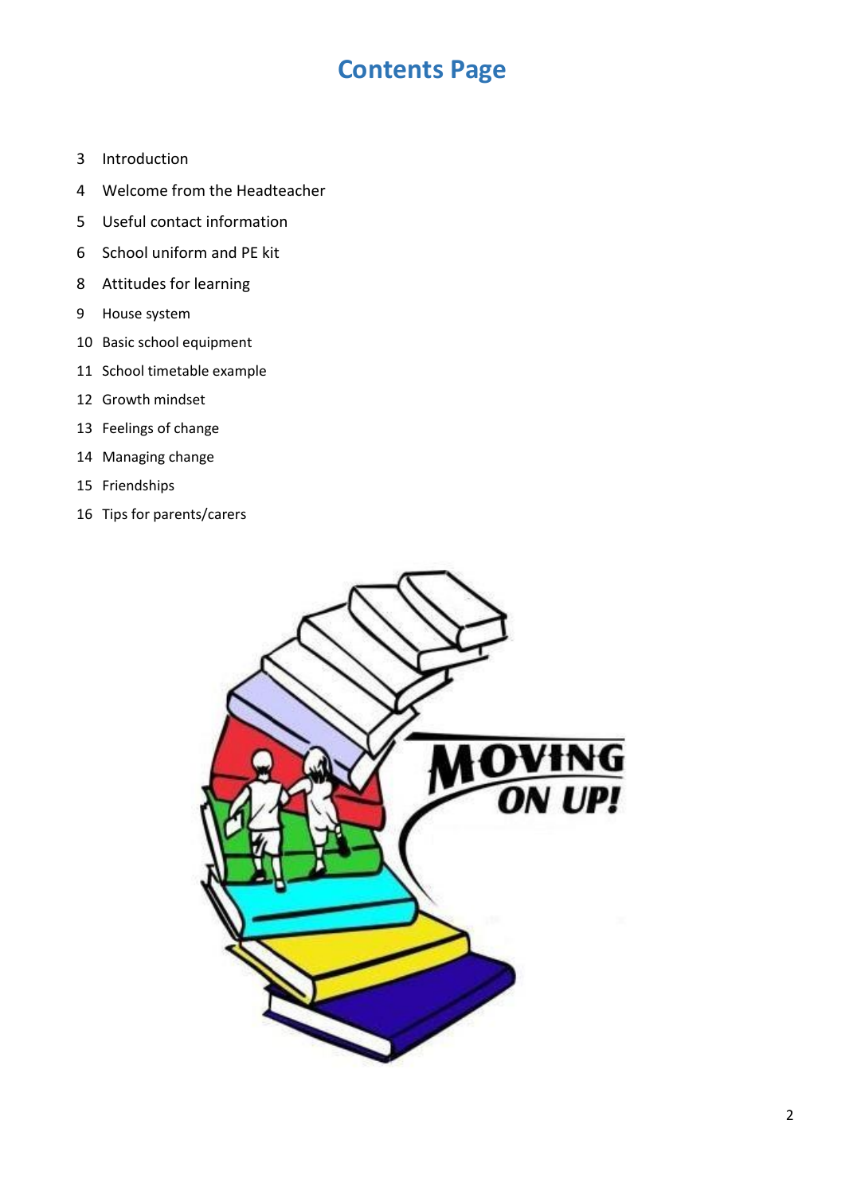# Contents Page

3 Introduction

4 Welcome from the Headteacher

5 Useful contact information

6 School uniform and PE kit

8 Attitudes for learning

9 House system

10 Basic school equipment

11 School timetable example

12 Growth mindset

13 Feelings of change

14 Managing change

15 Friendships

16 Tips for parents/carers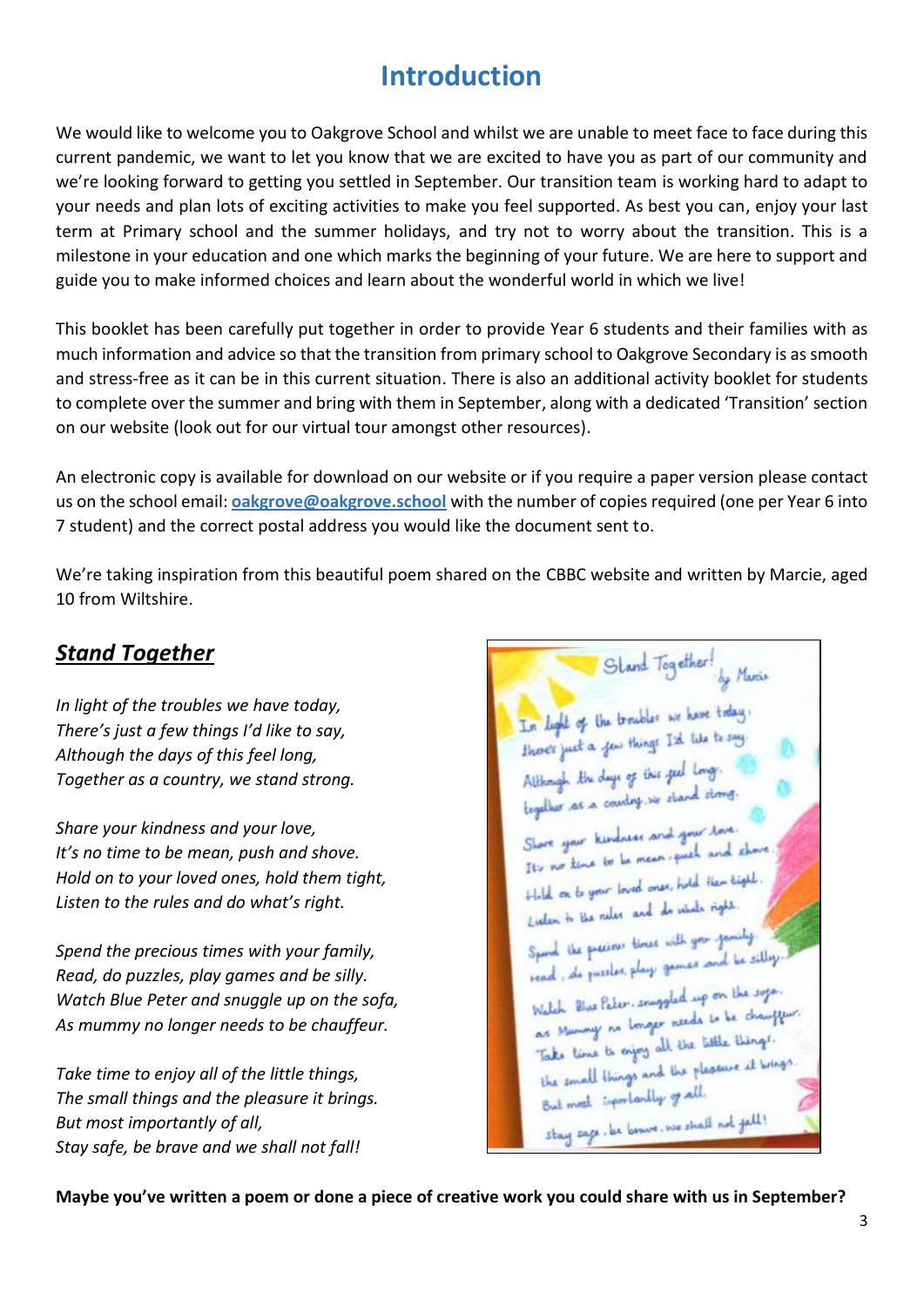# Introduction

We would like to welcome you to Oakgrove School and whilst we are unable to meet face to face during this current pandemic, we want to let you know that we are excited to have you as part of our community and we're looking forward to getting you settled in September. Our transition team is working hard to adapt to your needs and plan lots of exciting activities to make you feel supported. As best you can, enjoy your last term at Primary school and the summer holidays, and try not to worry about the transition. This is a milestone in your education and one which marks the beginning of your future. We are here to support and guide you to make informed choices and learn about the wonderful world in which we live!

This booklet has been carefully put together in order to provide Year 6 students and their families with as much information and advice so that the transition from primary school to Oakgrove Secondary is as smooth and stress-free as it can be in this current situation. There is also an additional activity booklet for students to complete over the summer and bring with them in September, along with a dedicated 'Transition' section on our website (look out for our virtual tour amongst other resources).

An electronic copy is available for download on our website or if you require a paper version please contact us on the school email: **[oakgrove@oakgrove.school](mailto:oakgrove@oakgrove.school)** with the number of copies required (one per Year 6 into 7 student) and the correct postal address you would like the document sent to.

We're taking inspiration from this beautiful poem shared on the CBBC website and written by Marcie, aged 10 from Wiltshire.

## ***Stand Together***

*In light of the troubles we have today,*
*There's just a few things I'd like to say,*
*Although the days of this feel long,*
*Together as a country, we stand strong.*

*Share your kindness and your love,*
*It's no time to be mean, push and shove.*
*Hold on to your loved ones, hold them tight,*
*Listen to the rules and do what's right.*

*Spend the precious times with your family,*
*Read, do puzzles, play games and be silly.*
*Watch Blue Peter and snuggle up on the sofa,*
*As mummy no longer needs to be chauffeur.*

*Take time to enjoy all of the little things,*
*The small things and the pleasure it brings.*
*But most importantly of all,*
*Stay safe, be brave and we shall not fall!*

**Maybe you've written a poem or done a piece of creative work you could share with us in September?**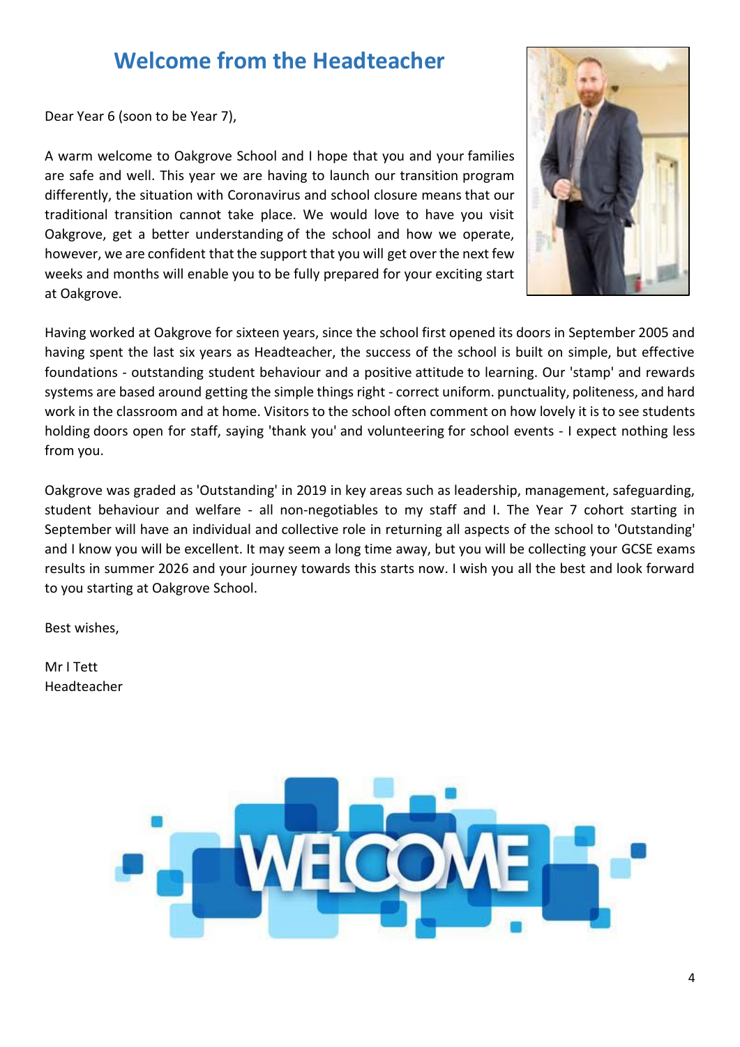# Welcome from the Headteacher

Dear Year 6 (soon to be Year 7),

A warm welcome to Oakgrove School and I hope that you and your families are safe and well. This year we are having to launch our transition program differently, the situation with Coronavirus and school closure means that our traditional transition cannot take place. We would love to have you visit Oakgrove, get a better understanding of the school and how we operate, however, we are confident that the support that you will get over the next few weeks and months will enable you to be fully prepared for your exciting start at Oakgrove.

Having worked at Oakgrove for sixteen years, since the school first opened its doors in September 2005 and having spent the last six years as Headteacher, the success of the school is built on simple, but effective foundations - outstanding student behaviour and a positive attitude to learning. Our 'stamp' and rewards systems are based around getting the simple things right - correct uniform. punctuality, politeness, and hard work in the classroom and at home. Visitors to the school often comment on how lovely it is to see students holding doors open for staff, saying 'thank you' and volunteering for school events - I expect nothing less from you.

Oakgrove was graded as 'Outstanding' in 2019 in key areas such as leadership, management, safeguarding, student behaviour and welfare - all non-negotiables to my staff and I. The Year 7 cohort starting in September will have an individual and collective role in returning all aspects of the school to 'Outstanding' and I know you will be excellent. It may seem a long time away, but you will be collecting your GCSE exams results in summer 2026 and your journey towards this starts now. I wish you all the best and look forward to you starting at Oakgrove School.

Best wishes,

Mr I Tett
Headteacher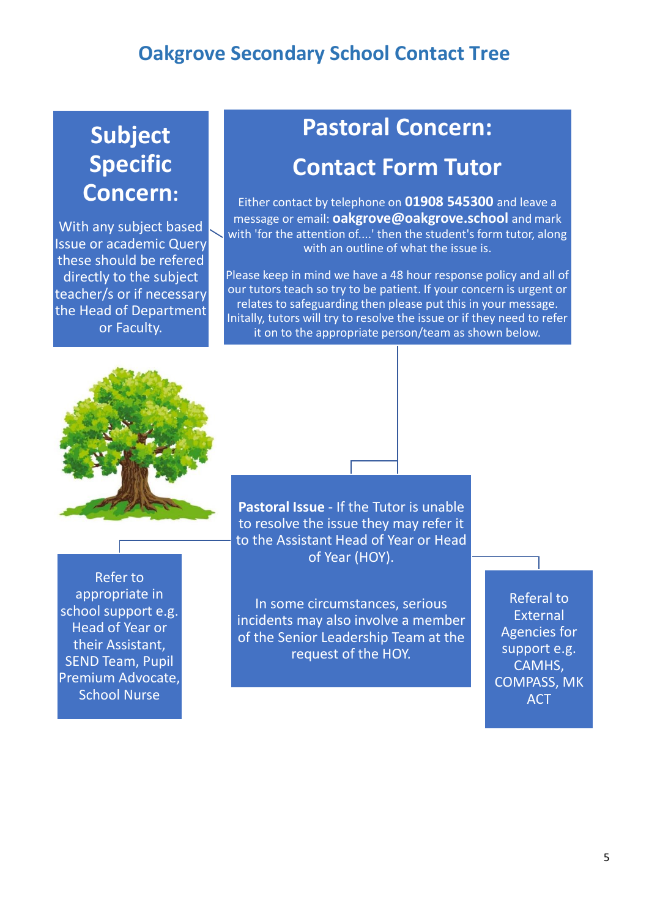# Oakgrove Secondary School Contact Tree

## Subject Specific Concern:

With any subject based Issue or academic Query these should be refered directly to the subject teacher/s or if necessary the Head of Department or Faculty.

## Pastoral Concern:

## Contact Form Tutor

Either contact by telephone on **01908 545300** and leave a message or email: **oakgrove@oakgrove.school** and mark with 'for the attention of....' then the student's form tutor, along with an outline of what the issue is.

Please keep in mind we have a 48 hour response policy and all of our tutors teach so try to be patient. If your concern is urgent or relates to safeguarding then please put this in your message. Initally, tutors will try to resolve the issue or if they need to refer it on to the appropriate person/team as shown below.

**Pastoral Issue** - If the Tutor is unable to resolve the issue they may refer it to the Assistant Head of Year or Head of Year (HOY).

In some circumstances, serious incidents may also involve a member of the Senior Leadership Team at the request of the HOY.

Refer to appropriate in school support e.g. Head of Year or their Assistant, SEND Team, Pupil Premium Advocate, School Nurse

Referal to External Agencies for support e.g. CAMHS, COMPASS, MK ACT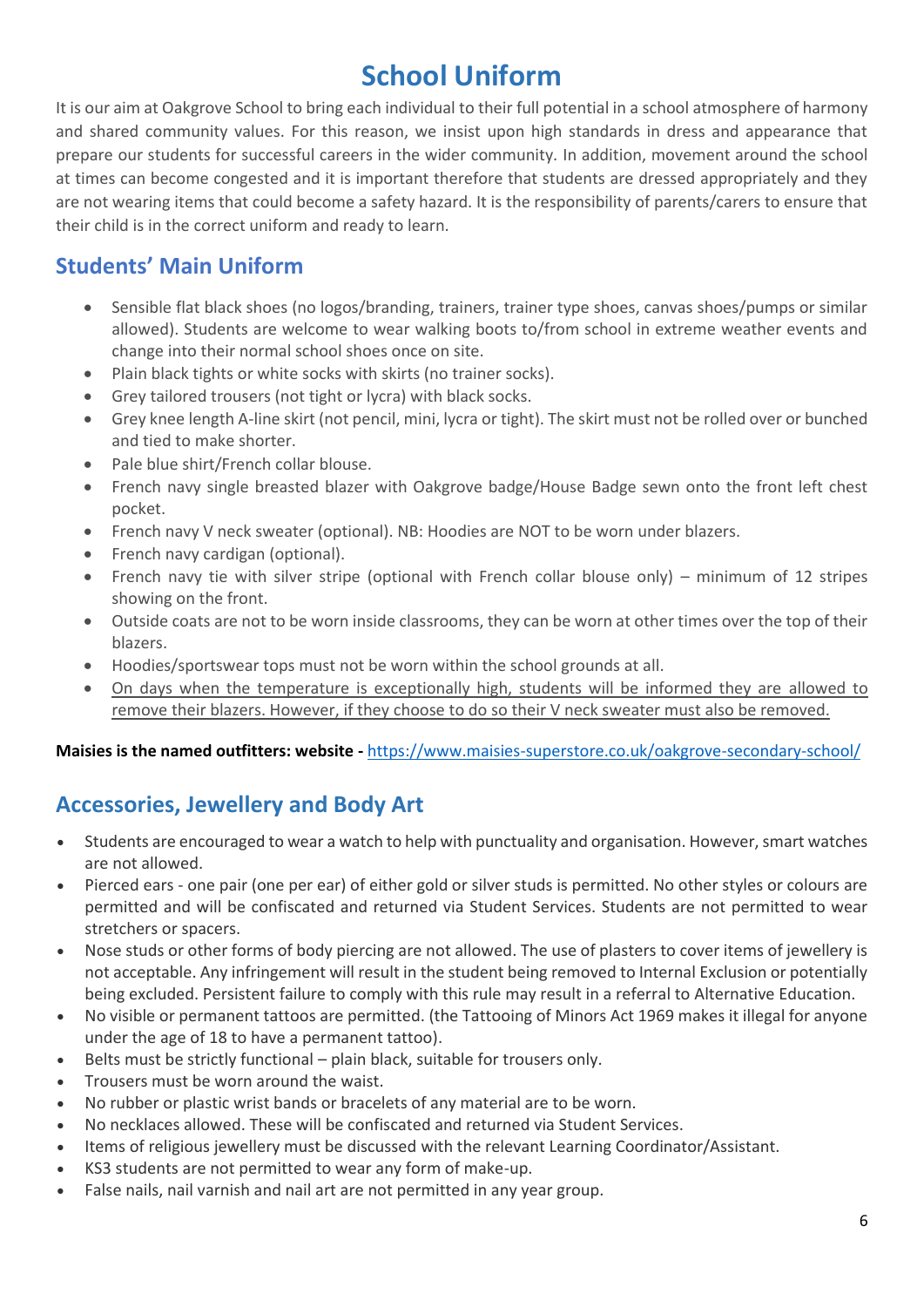# School Uniform

It is our aim at Oakgrove School to bring each individual to their full potential in a school atmosphere of harmony and shared community values. For this reason, we insist upon high standards in dress and appearance that prepare our students for successful careers in the wider community. In addition, movement around the school at times can become congested and it is important therefore that students are dressed appropriately and they are not wearing items that could become a safety hazard. It is the responsibility of parents/carers to ensure that their child is in the correct uniform and ready to learn.

## Students' Main Uniform

- Sensible flat black shoes (no logos/branding, trainers, trainer type shoes, canvas shoes/pumps or similar allowed). Students are welcome to wear walking boots to/from school in extreme weather events and change into their normal school shoes once on site.
- Plain black tights or white socks with skirts (no trainer socks).
- Grey tailored trousers (not tight or lycra) with black socks.
- Grey knee length A-line skirt (not pencil, mini, lycra or tight). The skirt must not be rolled over or bunched and tied to make shorter.
- Pale blue shirt/French collar blouse.
- French navy single breasted blazer with Oakgrove badge/House Badge sewn onto the front left chest pocket.
- French navy V neck sweater (optional). NB: Hoodies are NOT to be worn under blazers.
- French navy cardigan (optional).
- French navy tie with silver stripe (optional with French collar blouse only) – minimum of 12 stripes showing on the front.
- Outside coats are not to be worn inside classrooms, they can be worn at other times over the top of their blazers.
- Hoodies/sportswear tops must not be worn within the school grounds at all.
- <u>On days when the temperature is exceptionally high, students will be informed they are allowed to remove their blazers. However, if they choose to do so their V neck sweater must also be removed.</u>

**Maisies is the named outfitters: website -** https://www.maisies-superstore.co.uk/oakgrove-secondary-school/

## Accessories, Jewellery and Body Art

- Students are encouraged to wear a watch to help with punctuality and organisation. However, smart watches are not allowed.
- Pierced ears - one pair (one per ear) of either gold or silver studs is permitted. No other styles or colours are permitted and will be confiscated and returned via Student Services. Students are not permitted to wear stretchers or spacers.
- Nose studs or other forms of body piercing are not allowed. The use of plasters to cover items of jewellery is not acceptable. Any infringement will result in the student being removed to Internal Exclusion or potentially being excluded. Persistent failure to comply with this rule may result in a referral to Alternative Education.
- No visible or permanent tattoos are permitted. (the Tattooing of Minors Act 1969 makes it illegal for anyone under the age of 18 to have a permanent tattoo).
- Belts must be strictly functional – plain black, suitable for trousers only.
- Trousers must be worn around the waist.
- No rubber or plastic wrist bands or bracelets of any material are to be worn.
- No necklaces allowed. These will be confiscated and returned via Student Services.
- Items of religious jewellery must be discussed with the relevant Learning Coordinator/Assistant.
- KS3 students are not permitted to wear any form of make-up.
- False nails, nail varnish and nail art are not permitted in any year group.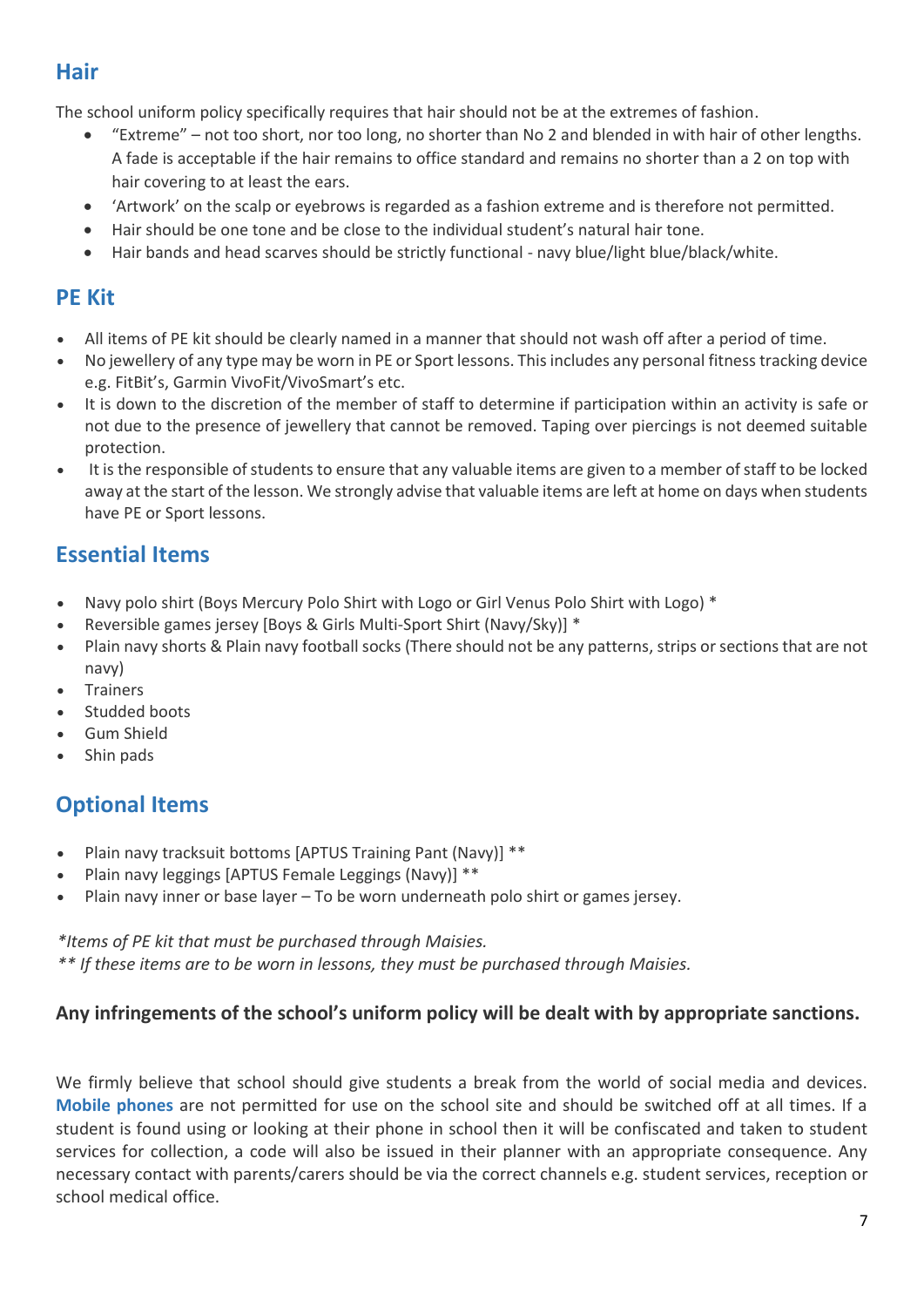## Hair

The school uniform policy specifically requires that hair should not be at the extremes of fashion.

- "Extreme" – not too short, nor too long, no shorter than No 2 and blended in with hair of other lengths. A fade is acceptable if the hair remains to office standard and remains no shorter than a 2 on top with hair covering to at least the ears.
- 'Artwork' on the scalp or eyebrows is regarded as a fashion extreme and is therefore not permitted.
- Hair should be one tone and be close to the individual student's natural hair tone.
- Hair bands and head scarves should be strictly functional - navy blue/light blue/black/white.

## PE Kit

- All items of PE kit should be clearly named in a manner that should not wash off after a period of time.
- No jewellery of any type may be worn in PE or Sport lessons. This includes any personal fitness tracking device e.g. FitBit's, Garmin VivoFit/VivoSmart's etc.
- It is down to the discretion of the member of staff to determine if participation within an activity is safe or not due to the presence of jewellery that cannot be removed. Taping over piercings is not deemed suitable protection.
- It is the responsible of students to ensure that any valuable items are given to a member of staff to be locked away at the start of the lesson. We strongly advise that valuable items are left at home on days when students have PE or Sport lessons.

## Essential Items

- Navy polo shirt (Boys Mercury Polo Shirt with Logo or Girl Venus Polo Shirt with Logo) *
- Reversible games jersey [Boys & Girls Multi-Sport Shirt (Navy/Sky)] *
- Plain navy shorts & Plain navy football socks (There should not be any patterns, strips or sections that are not navy)
- Trainers
- Studded boots
- Gum Shield
- Shin pads

## Optional Items

- Plain navy tracksuit bottoms [APTUS Training Pant (Navy)] **
- Plain navy leggings [APTUS Female Leggings (Navy)] **
- Plain navy inner or base layer – To be worn underneath polo shirt or games jersey.

*\*Items of PE kit that must be purchased through Maisies.*
*\*\* If these items are to be worn in lessons, they must be purchased through Maisies.*

**Any infringements of the school's uniform policy will be dealt with by appropriate sanctions.**

We firmly believe that school should give students a break from the world of social media and devices. **Mobile phones** are not permitted for use on the school site and should be switched off at all times. If a student is found using or looking at their phone in school then it will be confiscated and taken to student services for collection, a code will also be issued in their planner with an appropriate consequence. Any necessary contact with parents/carers should be via the correct channels e.g. student services, reception or school medical office.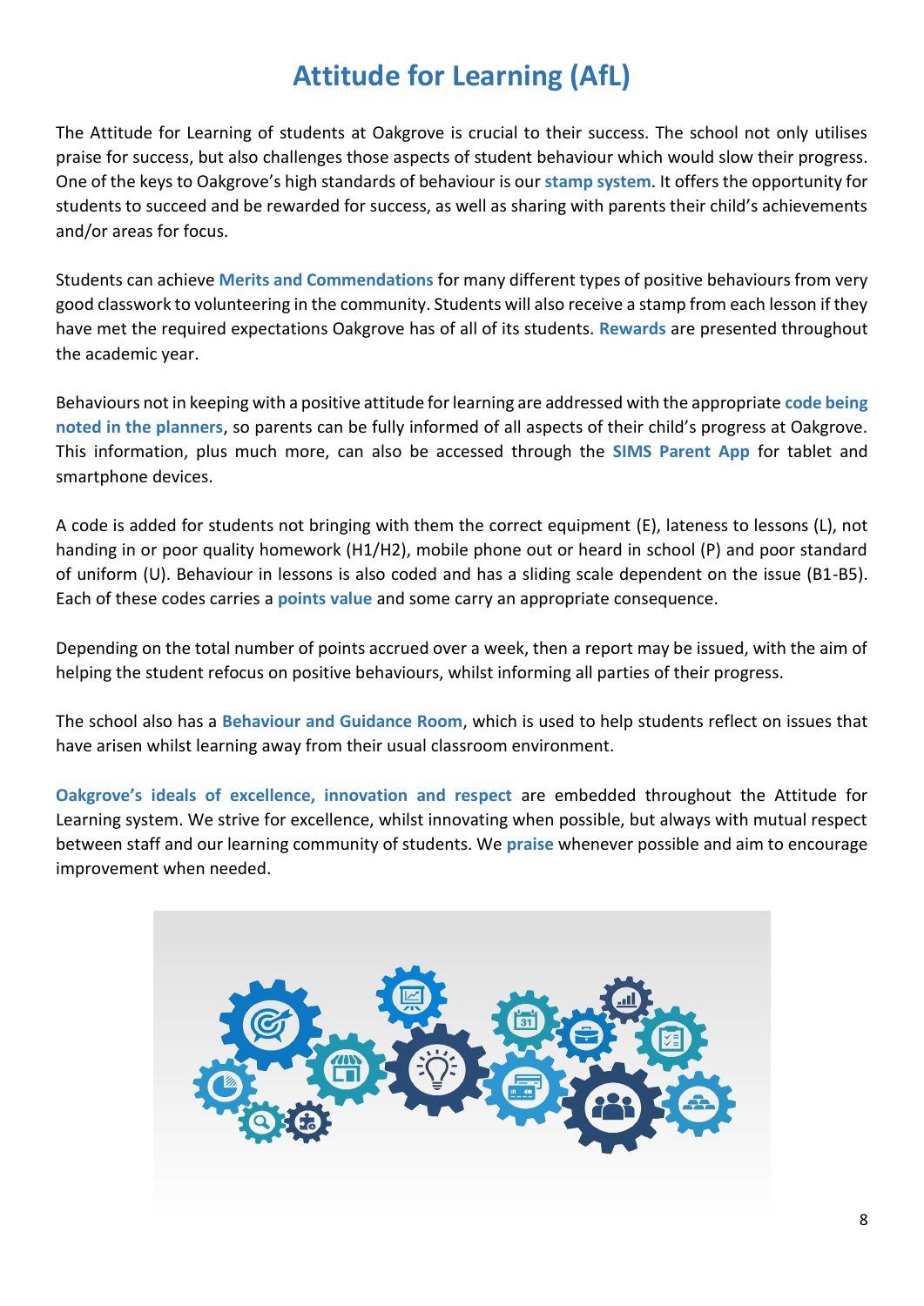# Attitude for Learning (AfL)

The Attitude for Learning of students at Oakgrove is crucial to their success. The school not only utilises praise for success, but also challenges those aspects of student behaviour which would slow their progress. One of the keys to Oakgrove's high standards of behaviour is our **stamp system**. It offers the opportunity for students to succeed and be rewarded for success, as well as sharing with parents their child's achievements and/or areas for focus.

Students can achieve **Merits and Commendations** for many different types of positive behaviours from very good classwork to volunteering in the community. Students will also receive a stamp from each lesson if they have met the required expectations Oakgrove has of all of its students. **Rewards** are presented throughout the academic year.

Behaviours not in keeping with a positive attitude for learning are addressed with the appropriate **code being noted in the planners**, so parents can be fully informed of all aspects of their child's progress at Oakgrove. This information, plus much more, can also be accessed through the **SIMS Parent App** for tablet and smartphone devices.

A code is added for students not bringing with them the correct equipment (E), lateness to lessons (L), not handing in or poor quality homework (H1/H2), mobile phone out or heard in school (P) and poor standard of uniform (U). Behaviour in lessons is also coded and has a sliding scale dependent on the issue (B1-B5). Each of these codes carries a **points value** and some carry an appropriate consequence.

Depending on the total number of points accrued over a week, then a report may be issued, with the aim of helping the student refocus on positive behaviours, whilst informing all parties of their progress.

The school also has a **Behaviour and Guidance Room**, which is used to help students reflect on issues that have arisen whilst learning away from their usual classroom environment.

**Oakgrove's ideals of excellence, innovation and respect** are embedded throughout the Attitude for Learning system. We strive for excellence, whilst innovating when possible, but always with mutual respect between staff and our learning community of students. We **praise** whenever possible and aim to encourage improvement when needed.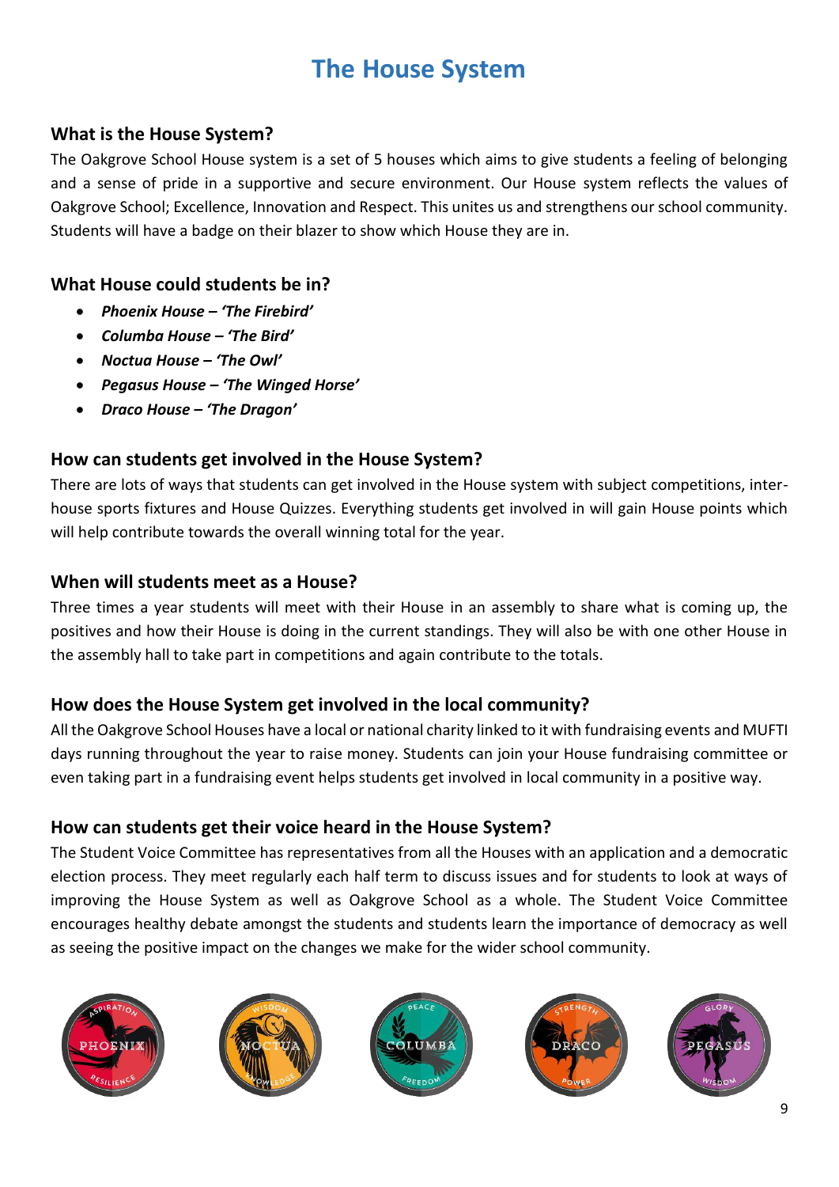# The House System

## What is the House System?

The Oakgrove School House system is a set of 5 houses which aims to give students a feeling of belonging and a sense of pride in a supportive and secure environment. Our House system reflects the values of Oakgrove School; Excellence, Innovation and Respect. This unites us and strengthens our school community. Students will have a badge on their blazer to show which House they are in.

## What House could students be in?

- ***Phoenix House – 'The Firebird'***
- ***Columba House – 'The Bird'***
- ***Noctua House – 'The Owl'***
- ***Pegasus House – 'The Winged Horse'***
- ***Draco House – 'The Dragon'***

## How can students get involved in the House System?

There are lots of ways that students can get involved in the House system with subject competitions, inter-house sports fixtures and House Quizzes. Everything students get involved in will gain House points which will help contribute towards the overall winning total for the year.

## When will students meet as a House?

Three times a year students will meet with their House in an assembly to share what is coming up, the positives and how their House is doing in the current standings. They will also be with one other House in the assembly hall to take part in competitions and again contribute to the totals.

## How does the House System get involved in the local community?

All the Oakgrove School Houses have a local or national charity linked to it with fundraising events and MUFTI days running throughout the year to raise money. Students can join your House fundraising committee or even taking part in a fundraising event helps students get involved in local community in a positive way.

## How can students get their voice heard in the House System?

The Student Voice Committee has representatives from all the Houses with an application and a democratic election process. They meet regularly each half term to discuss issues and for students to look at ways of improving the House System as well as Oakgrove School as a whole. The Student Voice Committee encourages healthy debate amongst the students and students learn the importance of democracy as well as seeing the positive impact on the changes we make for the wider school community.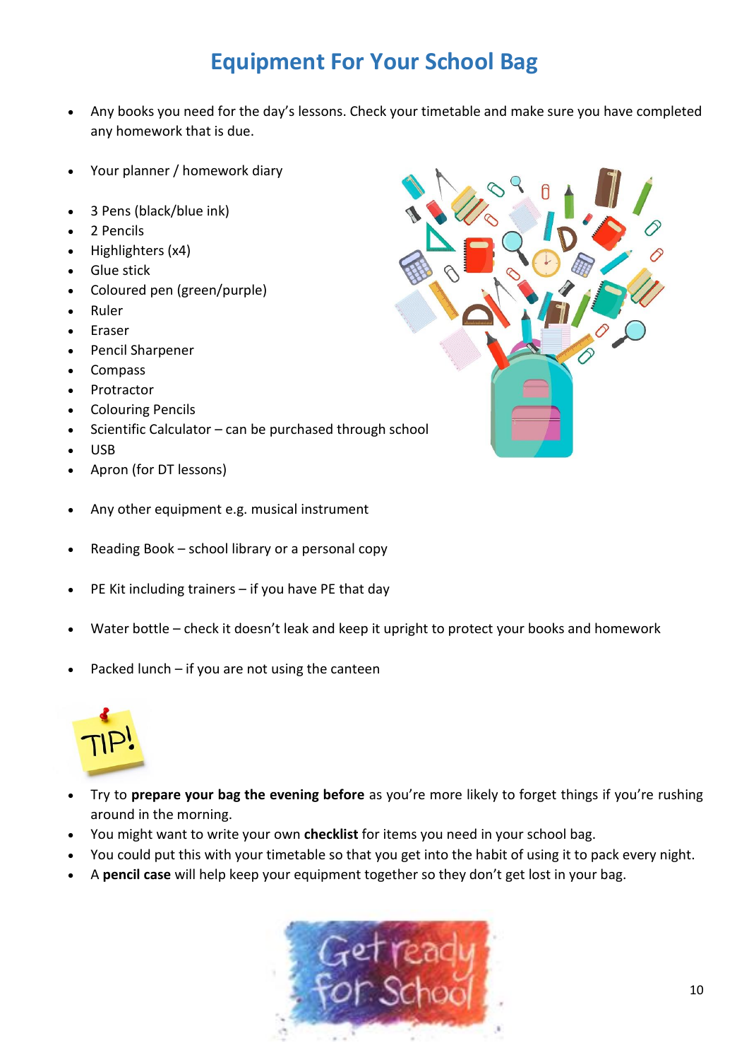# Equipment For Your School Bag

- Any books you need for the day's lessons. Check your timetable and make sure you have completed any homework that is due.

- Your planner / homework diary

- 3 Pens (black/blue ink)
- 2 Pencils
- Highlighters (x4)
- Glue stick
- Coloured pen (green/purple)
- Ruler
- Eraser
- Pencil Sharpener
- Compass
- Protractor
- Colouring Pencils
- Scientific Calculator – can be purchased through school
- USB
- Apron (for DT lessons)

- Any other equipment e.g. musical instrument

- Reading Book – school library or a personal copy

- PE Kit including trainers – if you have PE that day

- Water bottle – check it doesn't leak and keep it upright to protect your books and homework

- Packed lunch – if you are not using the canteen

TIP!

- Try to **prepare your bag the evening before** as you're more likely to forget things if you're rushing around in the morning.
- You might want to write your own **checklist** for items you need in your school bag.
- You could put this with your timetable so that you get into the habit of using it to pack every night.
- A **pencil case** will help keep your equipment together so they don't get lost in your bag.

Get ready for School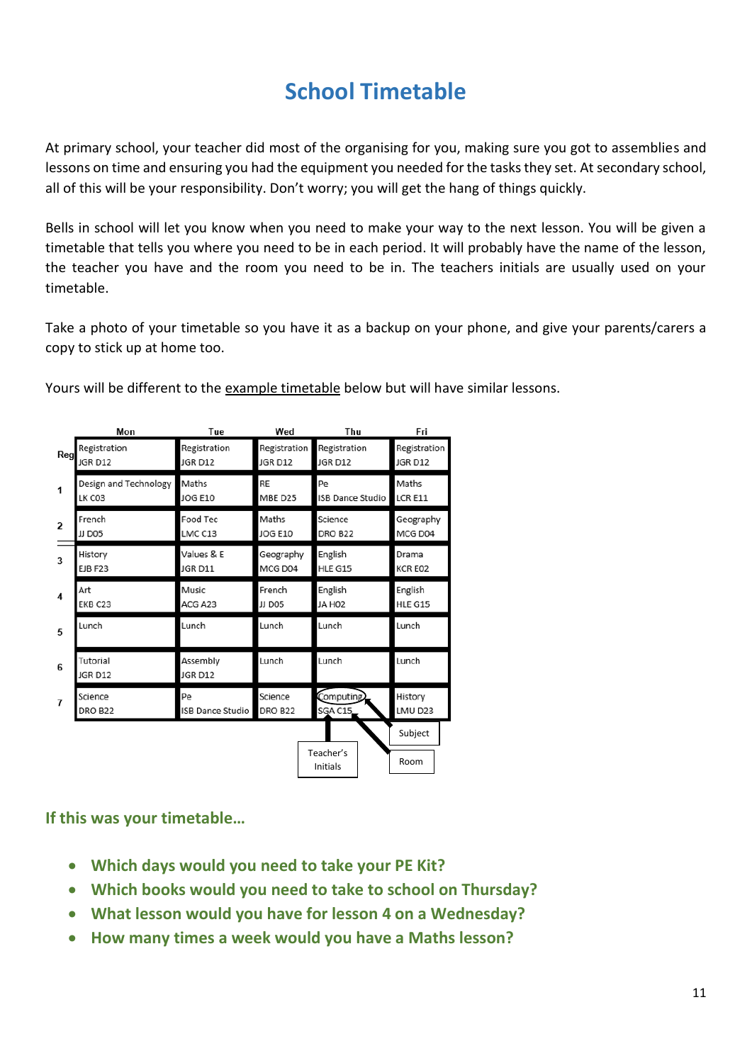# School Timetable

At primary school, your teacher did most of the organising for you, making sure you got to assemblies and lessons on time and ensuring you had the equipment you needed for the tasks they set. At secondary school, all of this will be your responsibility. Don't worry; you will get the hang of things quickly.

Bells in school will let you know when you need to make your way to the next lesson. You will be given a timetable that tells you where you need to be in each period. It will probably have the name of the lesson, the teacher you have and the room you need to be in. The teachers initials are usually used on your timetable.

Take a photo of your timetable so you have it as a backup on your phone, and give your parents/carers a copy to stick up at home too.

Yours will be different to the <u>example timetable</u> below but will have similar lessons.

| | Mon | Tue | Wed | Thu | Fri |
|---|---|---|---|---|---|
| Reg | Registration JGR D12 | Registration JGR D12 | Registration JGR D12 | Registration JGR D12 | Registration JGR D12 |
| 1 | Design and Technology LK C03 | Maths JOG E10 | RE MBE D25 | Pe ISB Dance Studio | Maths LCR E11 |
| 2 | French JJ D05 | Food Tec LMC C13 | Maths JOG E10 | Science DRO B22 | Geography MCG D04 |
| 3 | History EJB F23 | Values & E JGR D11 | Geography MCG D04 | English HLE G15 | Drama KCR E02 |
| 4 | Art EKB C23 | Music ACG A23 | French JJ D05 | English JA H02 | English HLE G15 |
| 5 | Lunch | Lunch | Lunch | Lunch | Lunch |
| 6 | Tutorial JGR D12 | Assembly JGR D12 | Lunch | Lunch | Lunch |
| 7 | Science DRO B22 | Pe ISB Dance Studio | Science DRO B22 | Computing SGA C15 | History LMU D23 |

Labels on the Thursday lesson 7 entry: Subject (Computing), Teacher's Initials (SGA), Room (C15).

### If this was your timetable…

- **Which days would you need to take your PE Kit?**
- **Which books would you need to take to school on Thursday?**
- **What lesson would you have for lesson 4 on a Wednesday?**
- **How many times a week would you have a Maths lesson?**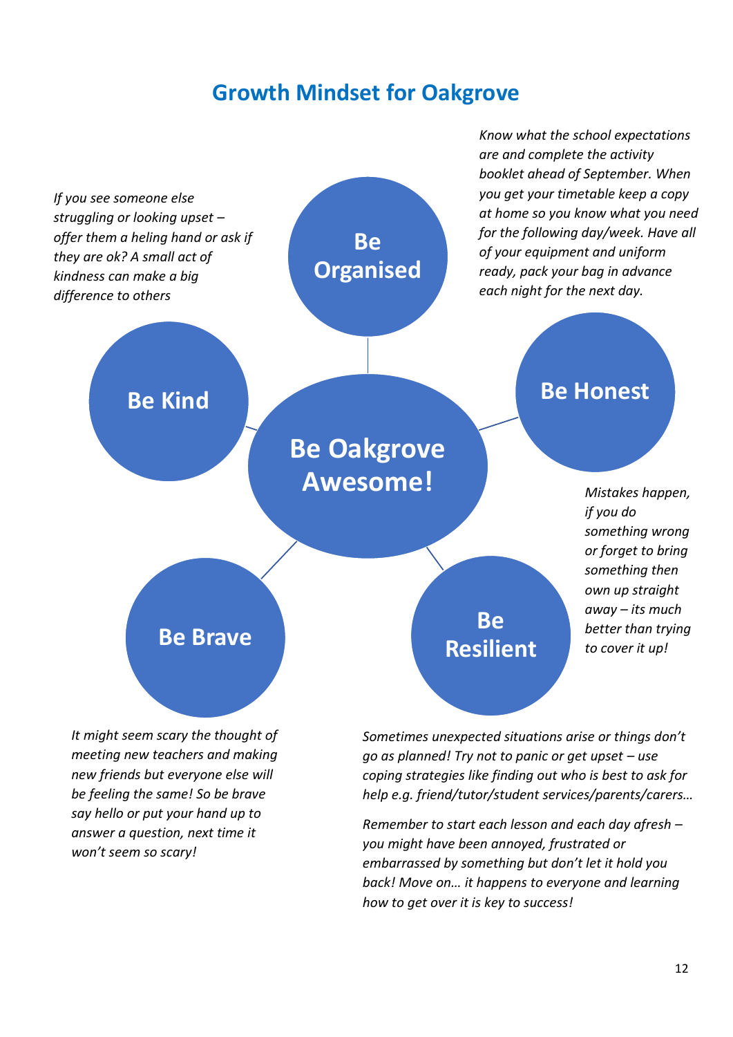# Growth Mindset for Oakgrove

## Be Oakgrove Awesome!

### Be Organised

*Know what the school expectations are and complete the activity booklet ahead of September. When you get your timetable keep a copy at home so you know what you need for the following day/week. Have all of your equipment and uniform ready, pack your bag in advance each night for the next day.*

### Be Honest

*Mistakes happen, if you do something wrong or forget to bring something then own up straight away – its much better than trying to cover it up!*

### Be Resilient

*Sometimes unexpected situations arise or things don't go as planned! Try not to panic or get upset – use coping strategies like finding out who is best to ask for help e.g. friend/tutor/student services/parents/carers…*

*Remember to start each lesson and each day afresh – you might have been annoyed, frustrated or embarrassed by something but don't let it hold you back! Move on… it happens to everyone and learning how to get over it is key to success!*

### Be Brave

*It might seem scary the thought of meeting new teachers and making new friends but everyone else will be feeling the same! So be brave say hello or put your hand up to answer a question, next time it won't seem so scary!*

### Be Kind

*If you see someone else struggling or looking upset – offer them a heling hand or ask if they are ok? A small act of kindness can make a big difference to others*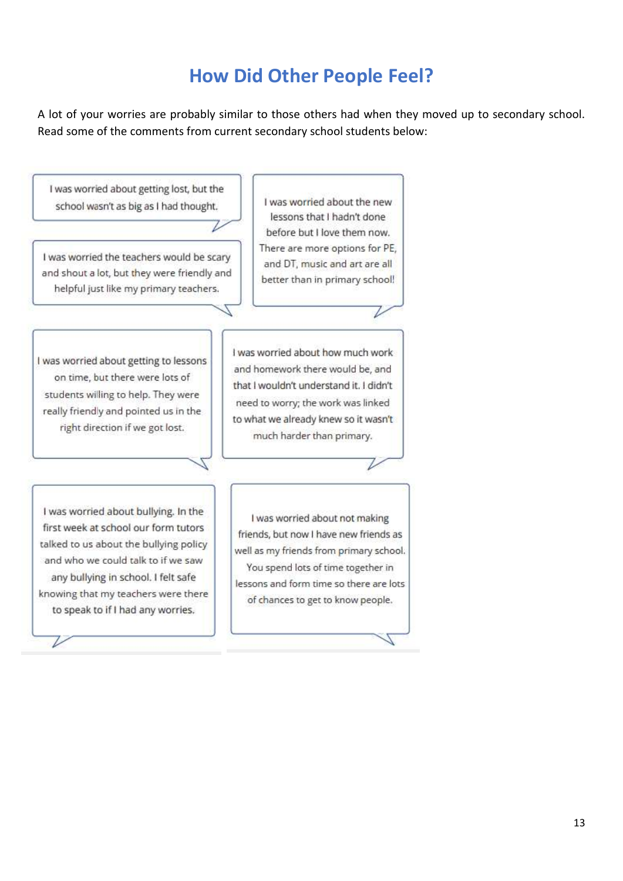# How Did Other People Feel?

A lot of your worries are probably similar to those others had when they moved up to secondary school. Read some of the comments from current secondary school students below:

> I was worried about getting lost, but the school wasn't as big as I had thought.

> I was worried the teachers would be scary and shout a lot, but they were friendly and helpful just like my primary teachers.

> I was worried about the new lessons that I hadn't done before but I love them now. There are more options for PE, and DT, music and art are all better than in primary school!

> I was worried about getting to lessons on time, but there were lots of students willing to help. They were really friendly and pointed us in the right direction if we got lost.

> I was worried about how much work and homework there would be, and that I wouldn't understand it. I didn't need to worry; the work was linked to what we already knew so it wasn't much harder than primary.

> I was worried about bullying. In the first week at school our form tutors talked to us about the bullying policy and who we could talk to if we saw any bullying in school. I felt safe knowing that my teachers were there to speak to if I had any worries.

> I was worried about not making friends, but now I have new friends as well as my friends from primary school. You spend lots of time together in lessons and form time so there are lots of chances to get to know people.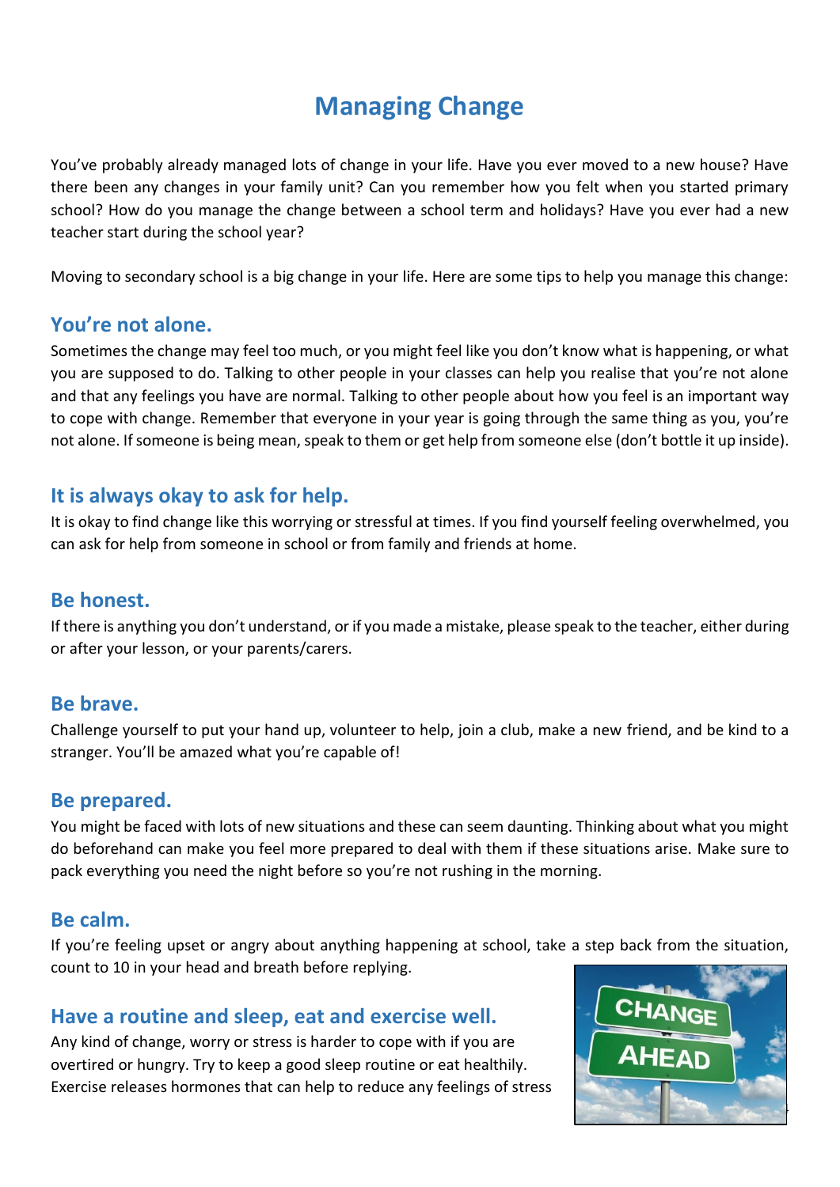# Managing Change

You've probably already managed lots of change in your life. Have you ever moved to a new house? Have there been any changes in your family unit? Can you remember how you felt when you started primary school? How do you manage the change between a school term and holidays? Have you ever had a new teacher start during the school year?

Moving to secondary school is a big change in your life. Here are some tips to help you manage this change:

## You're not alone.

Sometimes the change may feel too much, or you might feel like you don't know what is happening, or what you are supposed to do. Talking to other people in your classes can help you realise that you're not alone and that any feelings you have are normal. Talking to other people about how you feel is an important way to cope with change. Remember that everyone in your year is going through the same thing as you, you're not alone. If someone is being mean, speak to them or get help from someone else (don't bottle it up inside).

## It is always okay to ask for help.

It is okay to find change like this worrying or stressful at times. If you find yourself feeling overwhelmed, you can ask for help from someone in school or from family and friends at home.

## Be honest.

If there is anything you don't understand, or if you made a mistake, please speak to the teacher, either during or after your lesson, or your parents/carers.

## Be brave.

Challenge yourself to put your hand up, volunteer to help, join a club, make a new friend, and be kind to a stranger. You'll be amazed what you're capable of!

## Be prepared.

You might be faced with lots of new situations and these can seem daunting. Thinking about what you might do beforehand can make you feel more prepared to deal with them if these situations arise. Make sure to pack everything you need the night before so you're not rushing in the morning.

## Be calm.

If you're feeling upset or angry about anything happening at school, take a step back from the situation, count to 10 in your head and breath before replying.

## Have a routine and sleep, eat and exercise well.

Any kind of change, worry or stress is harder to cope with if you are overtired or hungry. Try to keep a good sleep routine or eat healthily. Exercise releases hormones that can help to reduce any feelings of stress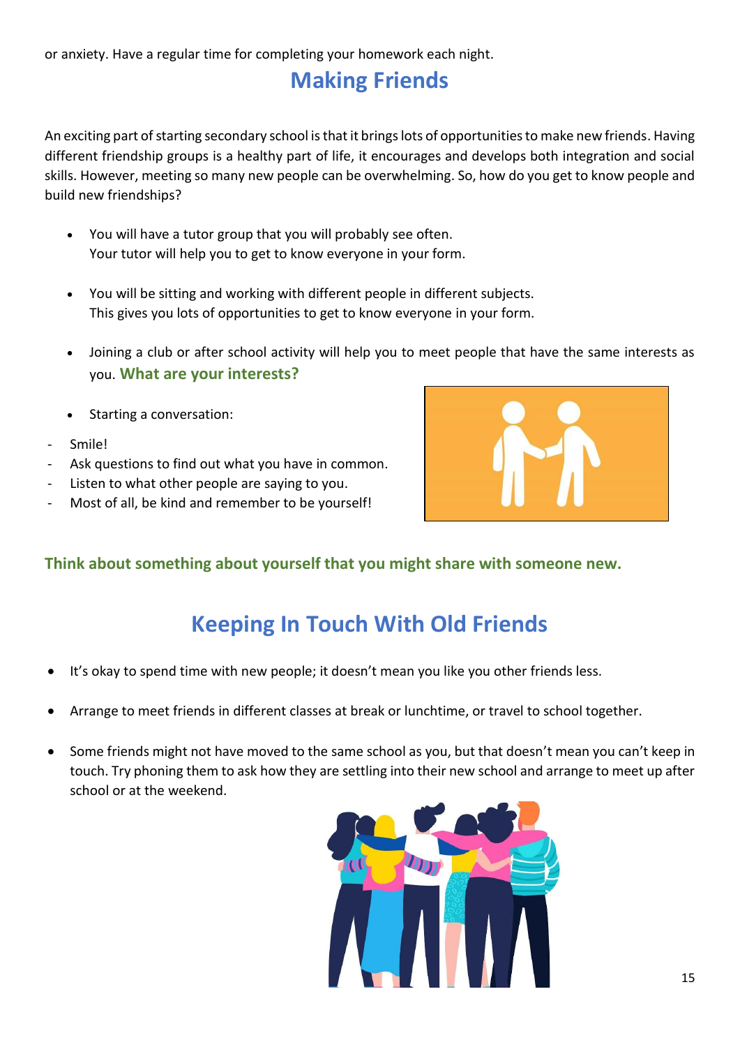or anxiety. Have a regular time for completing your homework each night.

## Making Friends

An exciting part of starting secondary school is that it brings lots of opportunities to make new friends. Having different friendship groups is a healthy part of life, it encourages and develops both integration and social skills. However, meeting so many new people can be overwhelming. So, how do you get to know people and build new friendships?

- You will have a tutor group that you will probably see often.
  Your tutor will help you to get to know everyone in your form.

- You will be sitting and working with different people in different subjects.
  This gives you lots of opportunities to get to know everyone in your form.

- Joining a club or after school activity will help you to meet people that have the same interests as you. **What are your interests?**

- Starting a conversation:

- Smile!
- Ask questions to find out what you have in common.
- Listen to what other people are saying to you.
- Most of all, be kind and remember to be yourself!

**Think about something about yourself that you might share with someone new.**

## Keeping In Touch With Old Friends

- It's okay to spend time with new people; it doesn't mean you like you other friends less.

- Arrange to meet friends in different classes at break or lunchtime, or travel to school together.

- Some friends might not have moved to the same school as you, but that doesn't mean you can't keep in touch. Try phoning them to ask how they are settling into their new school and arrange to meet up after school or at the weekend.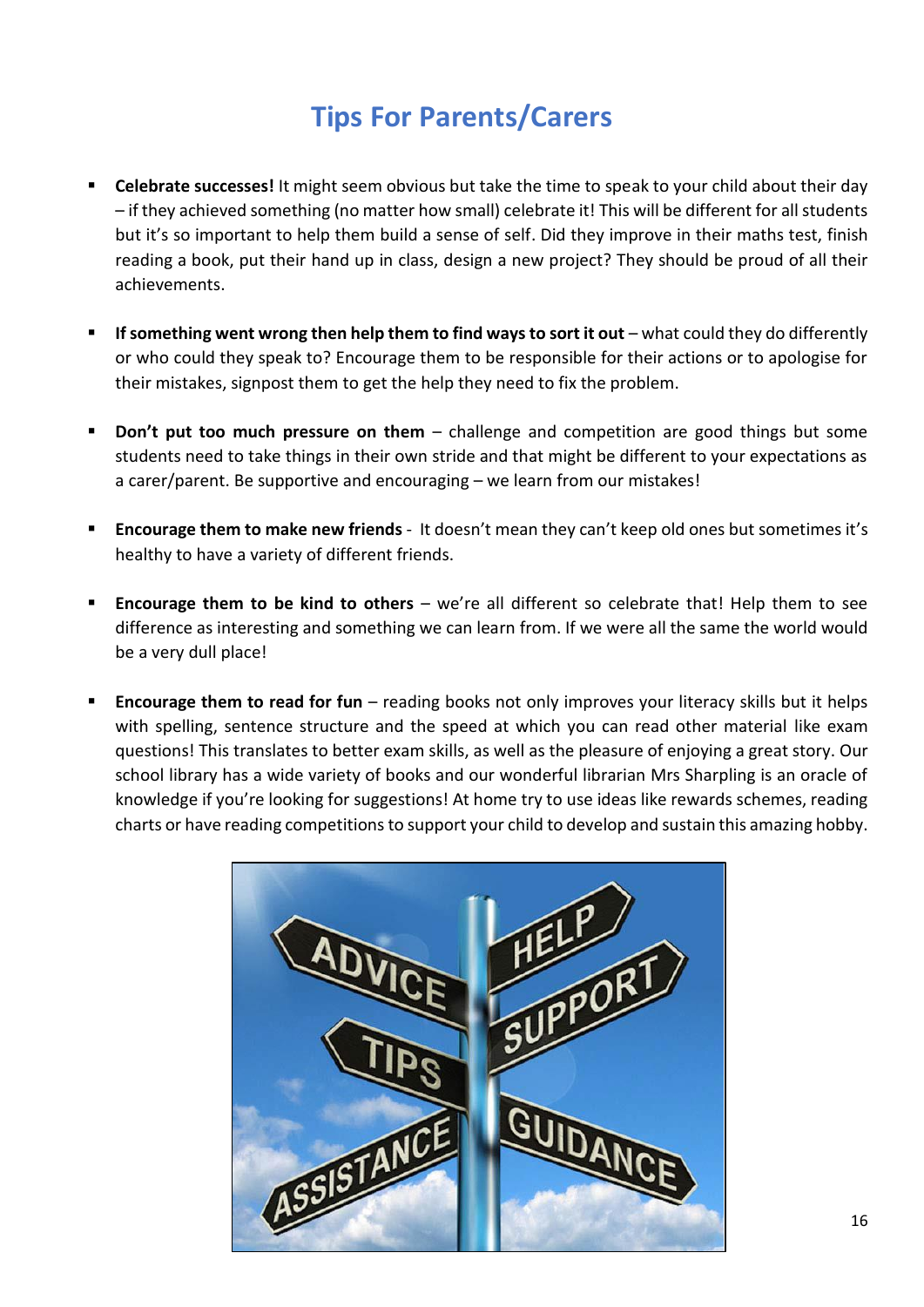# Tips For Parents/Carers

- **Celebrate successes!** It might seem obvious but take the time to speak to your child about their day – if they achieved something (no matter how small) celebrate it! This will be different for all students but it's so important to help them build a sense of self. Did they improve in their maths test, finish reading a book, put their hand up in class, design a new project? They should be proud of all their achievements.

- **If something went wrong then help them to find ways to sort it out** – what could they do differently or who could they speak to? Encourage them to be responsible for their actions or to apologise for their mistakes, signpost them to get the help they need to fix the problem.

- **Don't put too much pressure on them** – challenge and competition are good things but some students need to take things in their own stride and that might be different to your expectations as a carer/parent. Be supportive and encouraging – we learn from our mistakes!

- **Encourage them to make new friends** - It doesn't mean they can't keep old ones but sometimes it's healthy to have a variety of different friends.

- **Encourage them to be kind to others** – we're all different so celebrate that! Help them to see difference as interesting and something we can learn from. If we were all the same the world would be a very dull place!

- **Encourage them to read for fun** – reading books not only improves your literacy skills but it helps with spelling, sentence structure and the speed at which you can read other material like exam questions! This translates to better exam skills, as well as the pleasure of enjoying a great story. Our school library has a wide variety of books and our wonderful librarian Mrs Sharpling is an oracle of knowledge if you're looking for suggestions! At home try to use ideas like rewards schemes, reading charts or have reading competitions to support your child to develop and sustain this amazing hobby.